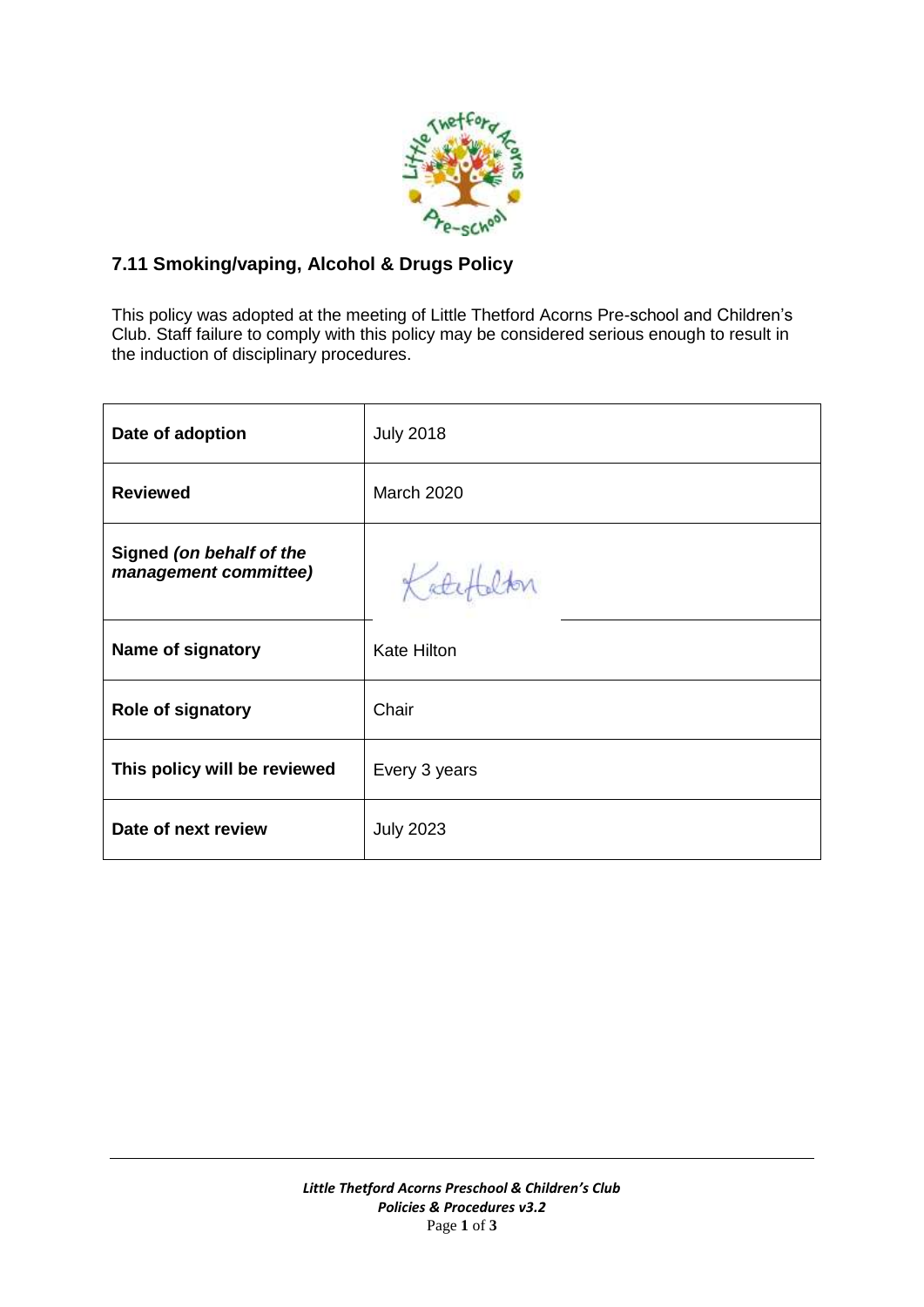## 7.11 Smoking/vaping, Alcohol & Drugs Policy

This policy was adopted at the meeting of Little Thetford Acorns Pre-school and Children's Club. Staff failure to comply with this policy may be considered serious enough to result in the induction of disciplinary procedures.

| | |
|---|---|
| **Date of adoption** | July 2018 |
| **Reviewed** | March 2020 |
| **Signed** ***(on behalf of the management committee)*** | Kate Hilton |
| **Name of signatory** | Kate Hilton |
| **Role of signatory** | Chair |
| **This policy will be reviewed** | Every 3 years |
| **Date of next review** | July 2023 |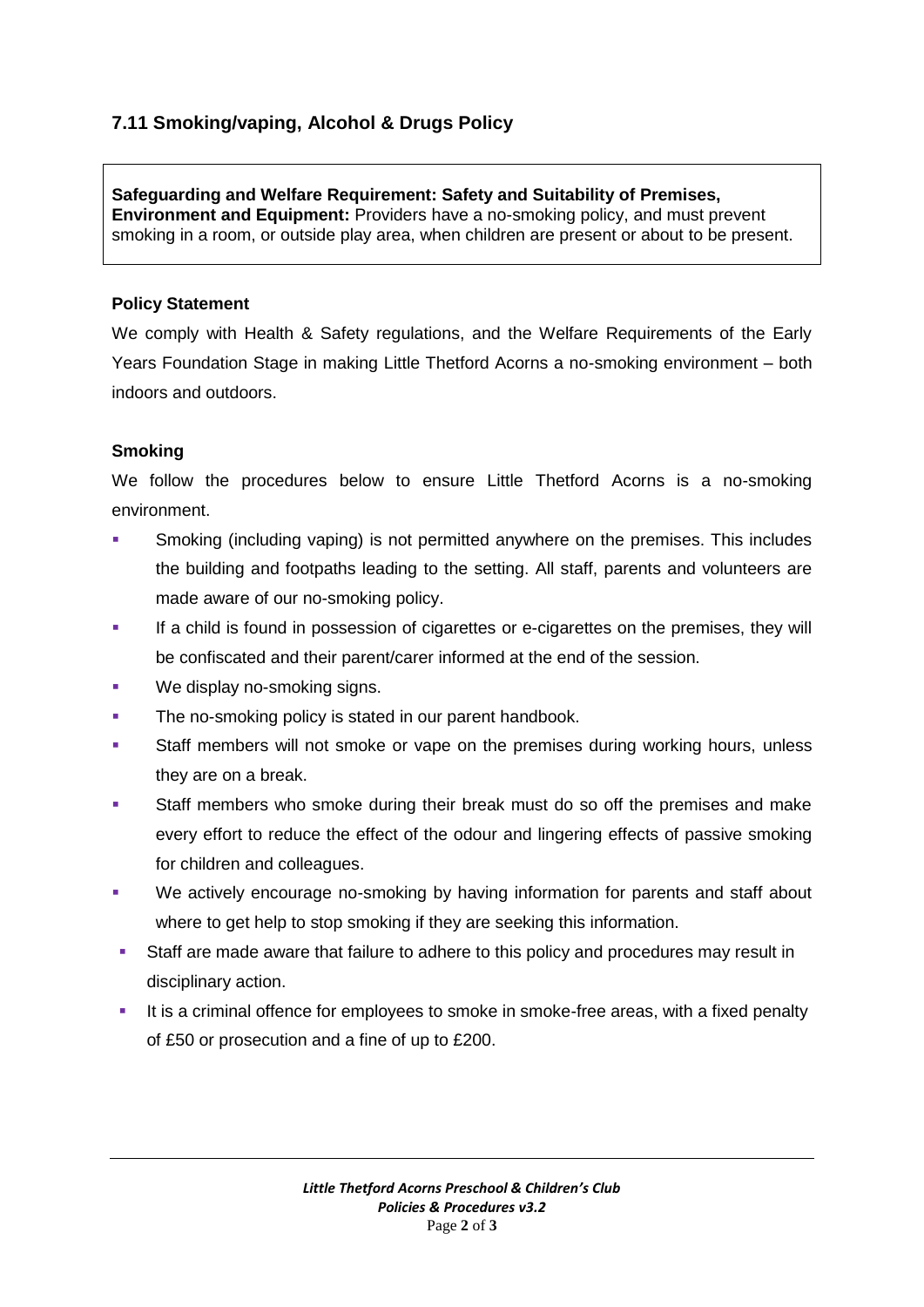## 7.11 Smoking/vaping, Alcohol & Drugs Policy

**Safeguarding and Welfare Requirement: Safety and Suitability of Premises, Environment and Equipment:** Providers have a no-smoking policy, and must prevent smoking in a room, or outside play area, when children are present or about to be present.

### Policy Statement

We comply with Health & Safety regulations, and the Welfare Requirements of the Early Years Foundation Stage in making Little Thetford Acorns a no-smoking environment – both indoors and outdoors.

### Smoking

We follow the procedures below to ensure Little Thetford Acorns is a no-smoking environment.

- Smoking (including vaping) is not permitted anywhere on the premises. This includes the building and footpaths leading to the setting. All staff, parents and volunteers are made aware of our no-smoking policy.
- If a child is found in possession of cigarettes or e-cigarettes on the premises, they will be confiscated and their parent/carer informed at the end of the session.
- We display no-smoking signs.
- The no-smoking policy is stated in our parent handbook.
- Staff members will not smoke or vape on the premises during working hours, unless they are on a break.
- Staff members who smoke during their break must do so off the premises and make every effort to reduce the effect of the odour and lingering effects of passive smoking for children and colleagues.
- We actively encourage no-smoking by having information for parents and staff about where to get help to stop smoking if they are seeking this information.
- Staff are made aware that failure to adhere to this policy and procedures may result in disciplinary action.
- It is a criminal offence for employees to smoke in smoke-free areas, with a fixed penalty of £50 or prosecution and a fine of up to £200.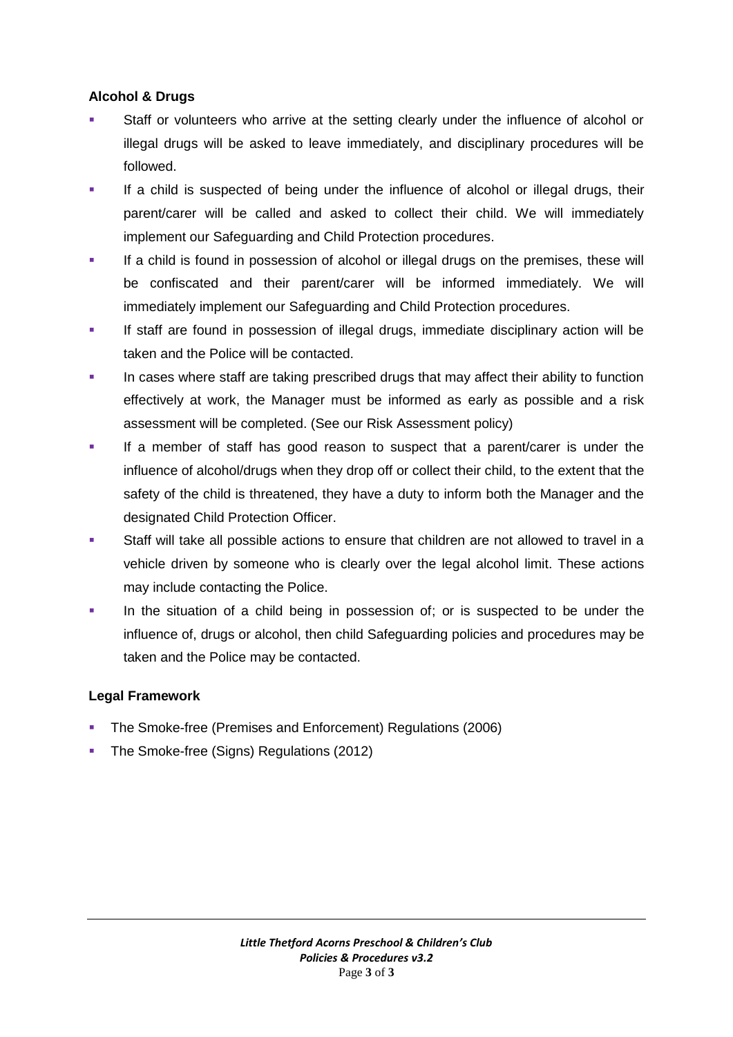### Alcohol & Drugs

- Staff or volunteers who arrive at the setting clearly under the influence of alcohol or illegal drugs will be asked to leave immediately, and disciplinary procedures will be followed.
- If a child is suspected of being under the influence of alcohol or illegal drugs, their parent/carer will be called and asked to collect their child. We will immediately implement our Safeguarding and Child Protection procedures.
- If a child is found in possession of alcohol or illegal drugs on the premises, these will be confiscated and their parent/carer will be informed immediately. We will immediately implement our Safeguarding and Child Protection procedures.
- If staff are found in possession of illegal drugs, immediate disciplinary action will be taken and the Police will be contacted.
- In cases where staff are taking prescribed drugs that may affect their ability to function effectively at work, the Manager must be informed as early as possible and a risk assessment will be completed. (See our Risk Assessment policy)
- If a member of staff has good reason to suspect that a parent/carer is under the influence of alcohol/drugs when they drop off or collect their child, to the extent that the safety of the child is threatened, they have a duty to inform both the Manager and the designated Child Protection Officer.
- Staff will take all possible actions to ensure that children are not allowed to travel in a vehicle driven by someone who is clearly over the legal alcohol limit. These actions may include contacting the Police.
- In the situation of a child being in possession of; or is suspected to be under the influence of, drugs or alcohol, then child Safeguarding policies and procedures may be taken and the Police may be contacted.

### Legal Framework

- The Smoke-free (Premises and Enforcement) Regulations (2006)
- The Smoke-free (Signs) Regulations (2012)